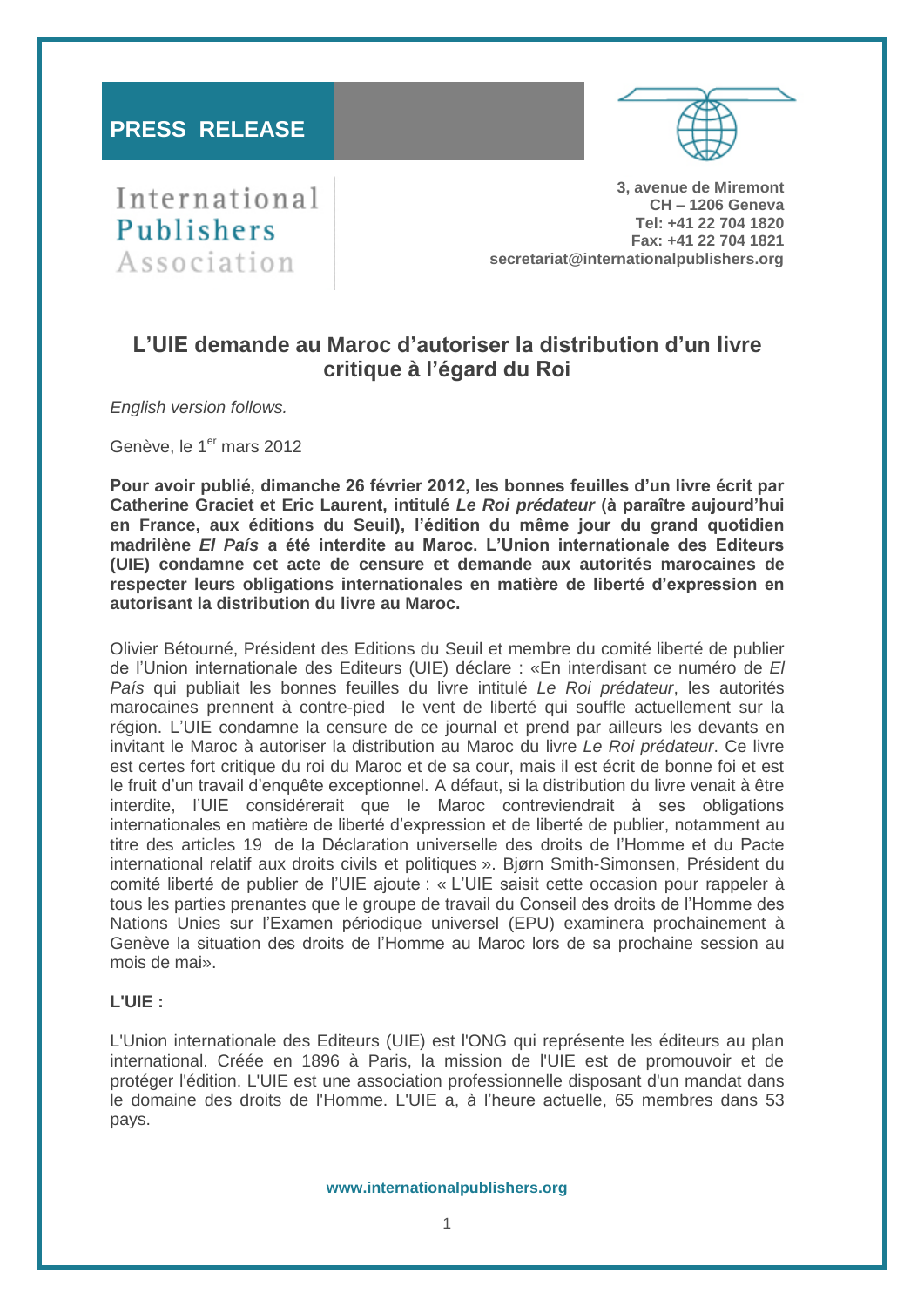**PRESS RELEASE**

International
Publishers
Association

3, avenue de Miremont
CH – 1206 Geneva
Tel: +41 22 704 1820
Fax: +41 22 704 1821
secretariat@internationalpublishers.org

## L'UIE demande au Maroc d'autoriser la distribution d'un livre critique à l'égard du Roi

*English version follows.*

Genève, le 1er mars 2012

**Pour avoir publié, dimanche 26 février 2012, les bonnes feuilles d'un livre écrit par Catherine Graciet et Eric Laurent, intitulé *Le Roi prédateur* (à paraître aujourd'hui en France, aux éditions du Seuil), l'édition du même jour du grand quotidien madrilène *El País* a été interdite au Maroc. L'Union internationale des Editeurs (UIE) condamne cet acte de censure et demande aux autorités marocaines de respecter leurs obligations internationales en matière de liberté d'expression en autorisant la distribution du livre au Maroc.**

Olivier Bétourné, Président des Editions du Seuil et membre du comité liberté de publier de l'Union internationale des Editeurs (UIE) déclare : «En interdisant ce numéro de *El País* qui publiait les bonnes feuilles du livre intitulé *Le Roi prédateur*, les autorités marocaines prennent à contre-pied le vent de liberté qui souffle actuellement sur la région. L'UIE condamne la censure de ce journal et prend par ailleurs les devants en invitant le Maroc à autoriser la distribution au Maroc du livre *Le Roi prédateur*. Ce livre est certes fort critique du roi du Maroc et de sa cour, mais il est écrit de bonne foi et est le fruit d'un travail d'enquête exceptionnel. A défaut, si la distribution du livre venait à être interdite, l'UIE considérerait que le Maroc contreviendrait à ses obligations internationales en matière de liberté d'expression et de liberté de publier, notamment au titre des articles 19 de la Déclaration universelle des droits de l'Homme et du Pacte international relatif aux droits civils et politiques ». Bjørn Smith-Simonsen, Président du comité liberté de publier de l'UIE ajoute : « L'UIE saisit cette occasion pour rappeler à tous les parties prenantes que le groupe de travail du Conseil des droits de l'Homme des Nations Unies sur l'Examen périodique universel (EPU) examinera prochainement à Genève la situation des droits de l'Homme au Maroc lors de sa prochaine session au mois de mai».

**L'UIE :**

L'Union internationale des Editeurs (UIE) est l'ONG qui représente les éditeurs au plan international. Créée en 1896 à Paris, la mission de l'UIE est de promouvoir et de protéger l'édition. L'UIE est une association professionnelle disposant d'un mandat dans le domaine des droits de l'Homme. L'UIE a, à l'heure actuelle, 65 membres dans 53 pays.

www.internationalpublishers.org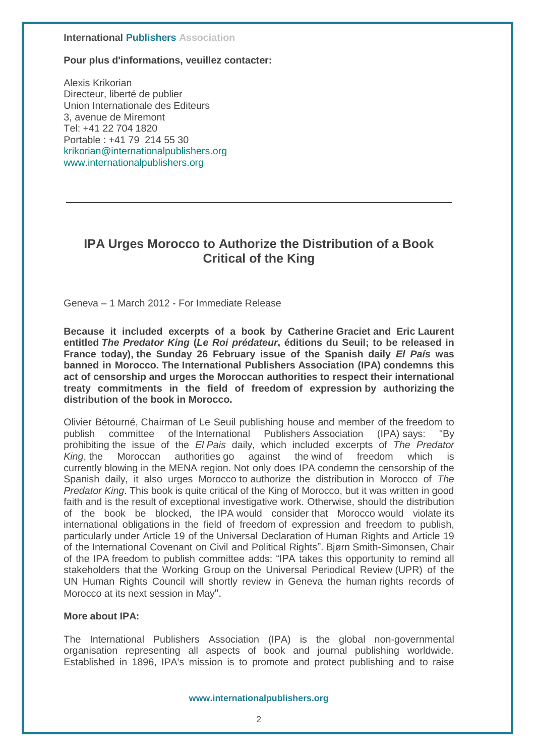**International Publishers Association**

**Pour plus d'informations, veuillez contacter:**

Alexis Krikorian
Directeur, liberté de publier
Union Internationale des Editeurs
3, avenue de Miremont
Tel: +41 22 704 1820
Portable : +41 79 214 55 30
krikorian@internationalpublishers.org
www.internationalpublishers.org

---

## IPA Urges Morocco to Authorize the Distribution of a Book Critical of the King

Geneva – 1 March 2012 - For Immediate Release

**Because it included excerpts of a book by Catherine Graciet and Eric Laurent entitled *The Predator King* (*Le Roi prédateur*, éditions du Seuil; to be released in France today), the Sunday 26 February issue of the Spanish daily *El País* was banned in Morocco. The International Publishers Association (IPA) condemns this act of censorship and urges the Moroccan authorities to respect their international treaty commitments in the field of freedom of expression by authorizing the distribution of the book in Morocco.**

Olivier Bétourné, Chairman of Le Seuil publishing house and member of the freedom to publish committee of the International Publishers Association (IPA) says: "By prohibiting the issue of the *El Pais* daily, which included excerpts of *The Predator King*, the Moroccan authorities go against the wind of freedom which is currently blowing in the MENA region. Not only does IPA condemn the censorship of the Spanish daily, it also urges Morocco to authorize the distribution in Morocco of *The Predator King*. This book is quite critical of the King of Morocco, but it was written in good faith and is the result of exceptional investigative work. Otherwise, should the distribution of the book be blocked, the IPA would consider that Morocco would violate its international obligations in the field of freedom of expression and freedom to publish, particularly under Article 19 of the Universal Declaration of Human Rights and Article 19 of the International Covenant on Civil and Political Rights". Bjørn Smith-Simonsen, Chair of the IPA freedom to publish committee adds: "IPA takes this opportunity to remind all stakeholders that the Working Group on the Universal Periodical Review (UPR) of the UN Human Rights Council will shortly review in Geneva the human rights records of Morocco at its next session in May".

**More about IPA:**

The International Publishers Association (IPA) is the global non-governmental organisation representing all aspects of book and journal publishing worldwide. Established in 1896, IPA's mission is to promote and protect publishing and to raise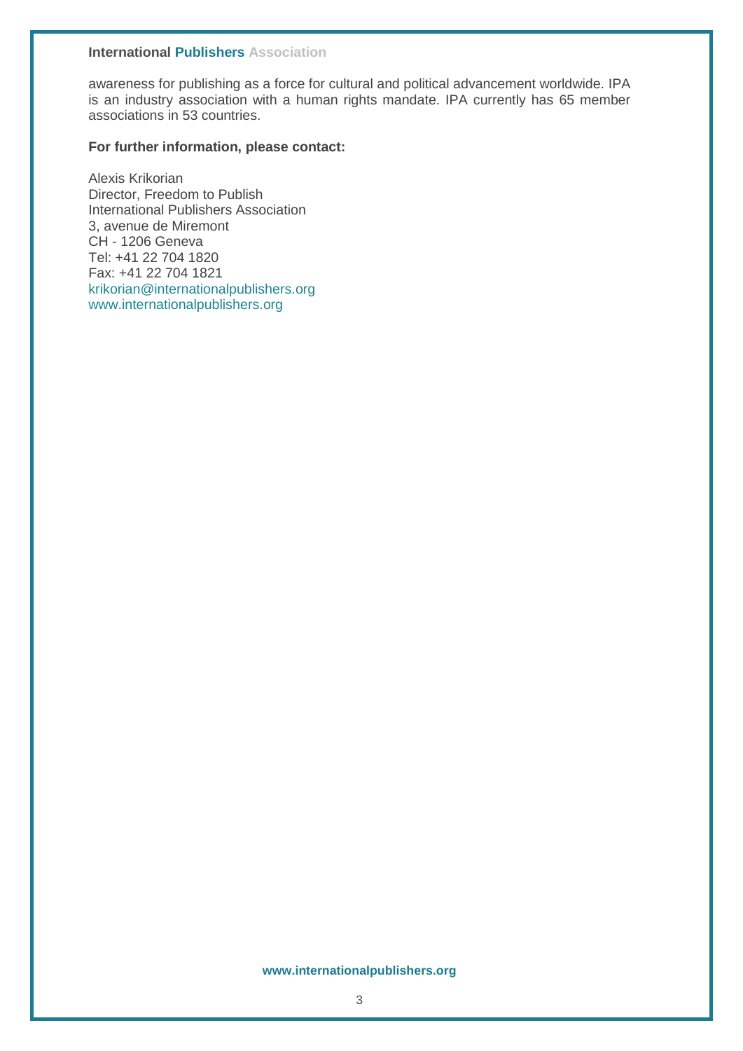awareness for publishing as a force for cultural and political advancement worldwide. IPA is an industry association with a human rights mandate. IPA currently has 65 member associations in 53 countries.

**For further information, please contact:**

Alexis Krikorian  
Director, Freedom to Publish  
International Publishers Association  
3, avenue de Miremont  
CH - 1206 Geneva  
Tel: +41 22 704 1820  
Fax: +41 22 704 1821  
krikorian@internationalpublishers.org  
www.internationalpublishers.org